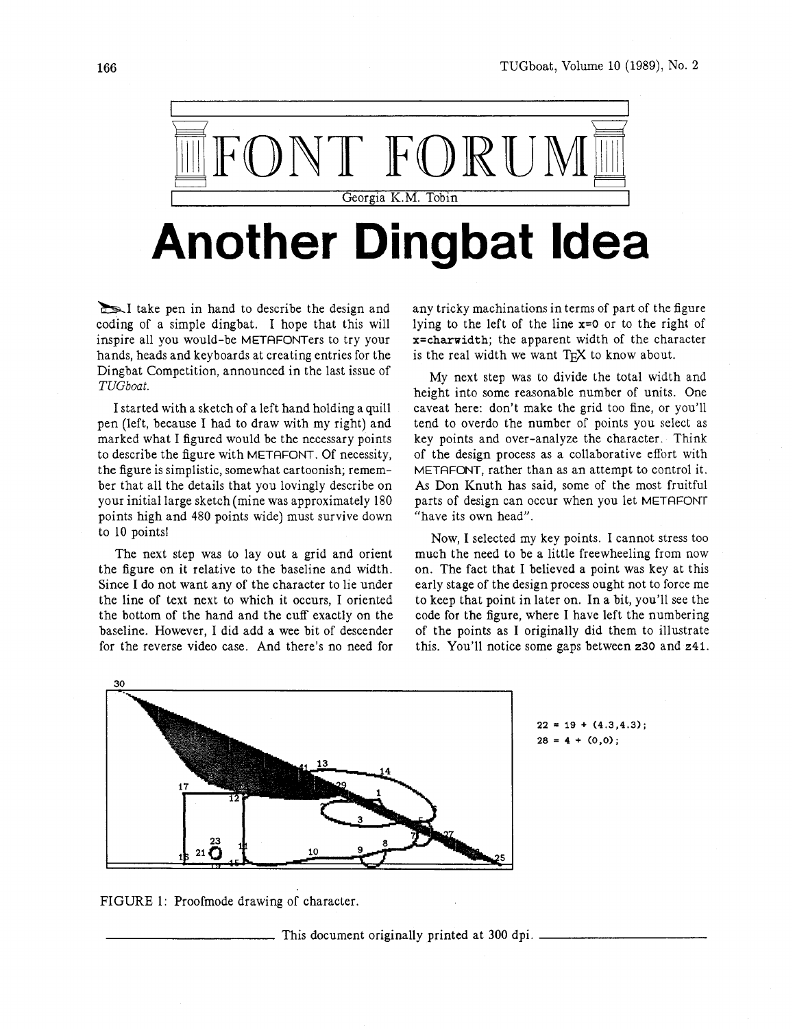# FONT FORUM

Georgia K.M. Tobin

# Another Dingbat Idea

I take pen in hand to describe the design and coding of a simple dingbat. I hope that this will inspire all you would-be METAFONTers to try your hands, heads and keyboards at creating entries for the Dingbat Competition, announced in the last issue of *TUGboat*.

I started with a sketch of a left hand holding a quill pen (left, because I had to draw with my right) and marked what I figured would be the necessary points to describe the figure with METAFONT. Of necessity, the figure is simplistic, somewhat cartoonish; remember that all the details that you lovingly describe on your initial large sketch (mine was approximately 180 points high and 480 points wide) must survive down to 10 points!

The next step was to lay out a grid and orient the figure on it relative to the baseline and width. Since I do not want any of the character to lie under the line of text next to which it occurs, I oriented the bottom of the hand and the cuff exactly on the baseline. However, I did add a wee bit of descender for the reverse video case. And there's no need for any tricky machinations in terms of part of the figure lying to the left of the line `x=0` or to the right of `x=charwidth`; the apparent width of the character is the real width we want TeX to know about.

My next step was to divide the total width and height into some reasonable number of units. One caveat here: don't make the grid too fine, or you'll tend to overdo the number of points you select as key points and over-analyze the character. Think of the design process as a collaborative effort with METAFONT, rather than as an attempt to control it. As Don Knuth has said, some of the most fruitful parts of design can occur when you let METAFONT "have its own head".

Now, I selected my key points. I cannot stress too much the need to be a little freewheeling from now on. The fact that I believed a point was key at this early stage of the design process ought not to force me to keep that point in later on. In a bit, you'll see the code for the figure, where I have left the numbering of the points as I originally did them to illustrate this. You'll notice some gaps between `z30` and `z41`.

```
22 = 19 + (4.3,4.3);
28 = 4 + (0,0);
```

FIGURE 1: Proofmode drawing of character.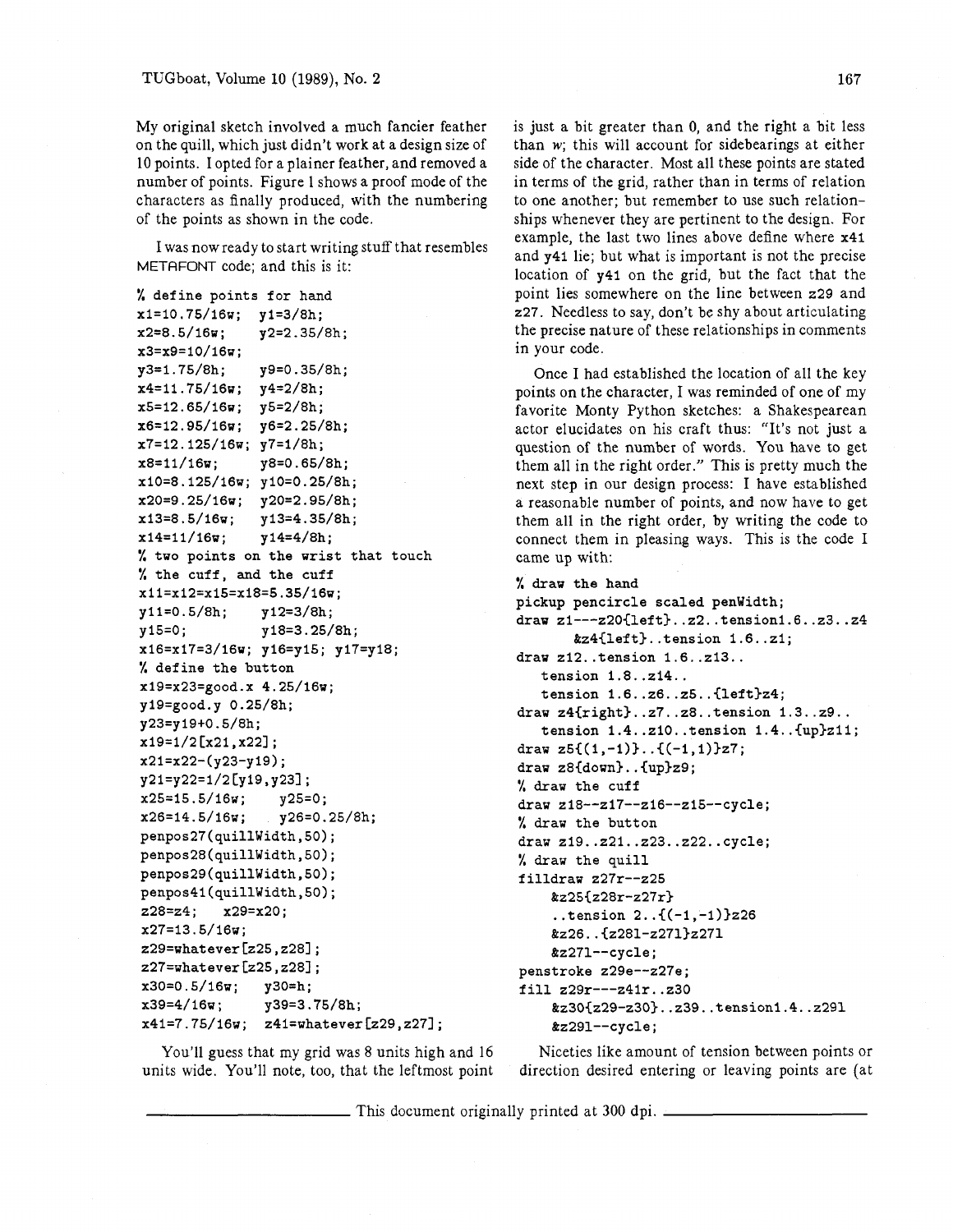My original sketch involved a much fancier feather on the quill, which just didn't work at a design size of 10 points. I opted for a plainer feather, and removed a number of points. Figure 1 shows a proof mode of the characters as finally produced, with the numbering of the points as shown in the code.

I was now ready to start writing stuff that resembles METAFONT code; and this is it:

```
% define points for hand
x1=10.75/16w;  y1=3/8h;
x2=8.5/16w;    y2=2.35/8h;
x3=x9=10/16w;
y3=1.75/8h;    y9=0.35/8h;
x4=11.75/16w;  y4=2/8h;
x5=12.65/16w;  y5=2/8h;
x6=12.95/16w;  y6=2.25/8h;
x7=12.125/16w; y7=1/8h;
x8=11/16w;     y8=0.65/8h;
x10=8.125/16w; y10=0.25/8h;
x20=9.25/16w;  y20=2.95/8h;
x13=8.5/16w;   y13=4.35/8h;
x14=11/16w;    y14=4/8h;
% two points on the wrist that touch
% the cuff, and the cuff
x11=x12=x15=x18=5.35/16w;
y11=0.5/8h;    y12=3/8h;
y15=0;         y18=3.25/8h;
x16=x17=3/16w; y16=y15; y17=y18;
% define the button
x19=x23=good.x 4.25/16w;
y19=good.y 0.25/8h;
y23=y19+0.5/8h;
x19=1/2[x21,x22];
x21=x22-(y23-y19);
y21=y22=1/2[y19,y23];
x25=15.5/16w;    y25=0;
x26=14.5/16w;    y26=0.25/8h;
penpos27(quillWidth,50);
penpos28(quillWidth,50);
penpos29(quillWidth,50);
penpos41(quillWidth,50);
z28=z4;   x29=x20;
x27=13.5/16w;
z29=whatever[z25,z28];
z27=whatever[z25,z28];
x30=0.5/16w;   y30=h;
x39=4/16w;     y39=3.75/8h;
x41=7.75/16w;  z41=whatever[z29,z27];
```

You'll guess that my grid was 8 units high and 16 units wide. You'll note, too, that the leftmost point is just a bit greater than 0, and the right a bit less than *w*; this will account for sidebearings at either side of the character. Most all these points are stated in terms of the grid, rather than in terms of relation to one another; but remember to use such relationships whenever they are pertinent to the design. For example, the last two lines above define where `x41` and `y41` lie; but what is important is not the precise location of `y41` on the grid, but the fact that the point lies somewhere on the line between `z29` and `z27`. Needless to say, don't be shy about articulating the precise nature of these relationships in comments in your code.

Once I had established the location of all the key points on the character, I was reminded of one of my favorite Monty Python sketches: a Shakespearean actor elucidates on his craft thus: "It's not just a question of the number of words. You have to get them all in the right order." This is pretty much the next step in our design process: I have established a reasonable number of points, and now have to get them all in the right order, by writing the code to connect them in pleasing ways. This is the code I came up with:

```
% draw the hand
pickup pencircle scaled penWidth;
draw z1---z20{left}..z2..tension1.6..z3..z4
      &z4{left}..tension 1.6..z1;
draw z12..tension 1.6..z13..
   tension 1.8..z14..
   tension 1.6..z6..z5..{left}z4;
draw z4{right}..z7..z8..tension 1.3..z9..
   tension 1.4..z10..tension 1.4..{up}z11;
draw z5{(1,-1)}..{(-1,1)}z7;
draw z8{down}..{up}z9;
% draw the cuff
draw z18--z17--z16--z15--cycle;
% draw the button
draw z19..z21..z23..z22..cycle;
% draw the quill
filldraw z27r--z25
    &z25{z28r-z27r}
    ..tension 2..{(-1,-1)}z26
    &z26..{z28l-z27l}z27l
    &z27l--cycle;
penstroke z29e--z27e;
fill z29r---z41r..z30
    &z30{z29-z30}..z39..tension1.4..z29l
    &z29l--cycle;
```

Niceties like amount of tension between points or direction desired entering or leaving points are (at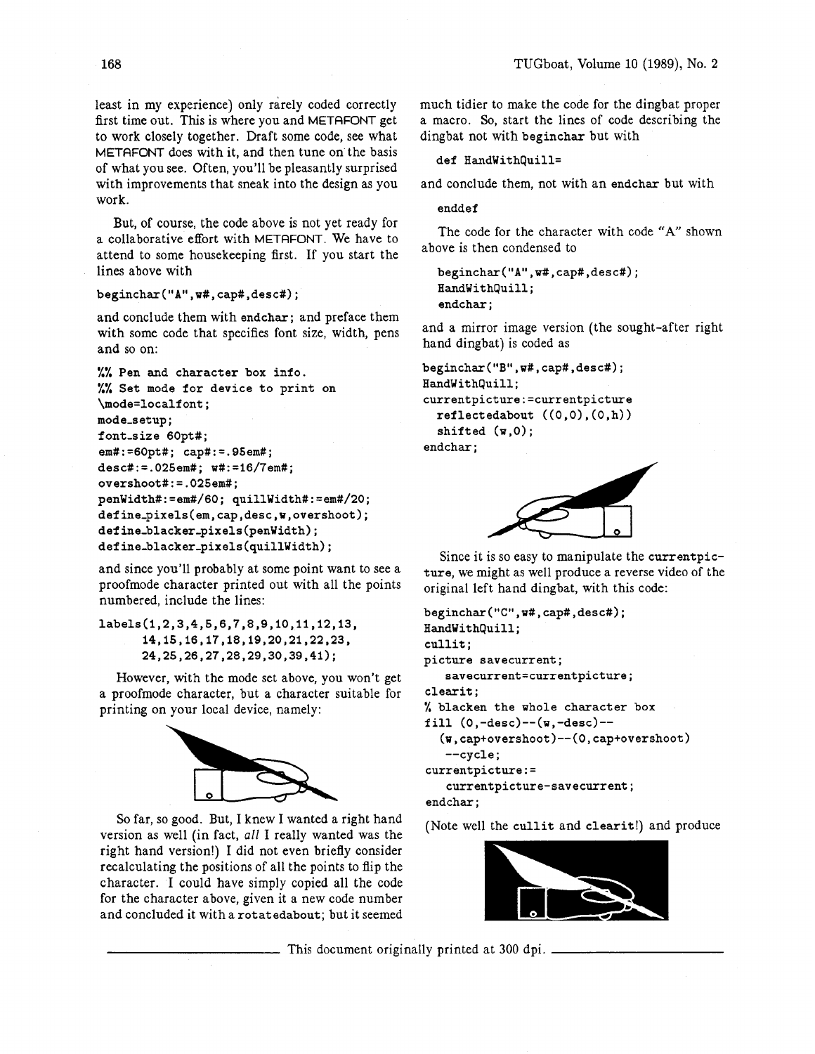least in my experience) only rarely coded correctly first time out. This is where you and METAFONT get to work closely together. Draft some code, see what METAFONT does with it, and then tune on the basis of what you see. Often, you'll be pleasantly surprised with improvements that sneak into the design as you work.

But, of course, the code above is not yet ready for a collaborative effort with METAFONT. We have to attend to some housekeeping first. If you start the lines above with

```
beginchar("A",w#,cap#,desc#);
```

and conclude them with `endchar;` and preface them with some code that specifies font size, width, pens and so on:

```
%% Pen and character box info.
%% Set mode for device to print on
\mode=localfont;
mode_setup;
font_size 60pt#;
em#:=60pt#; cap#:=.95em#;
desc#:=.025em#; w#:=16/7em#;
overshoot#:=.025em#;
penWidth#:=em#/60; quillWidth#:=em#/20;
define_pixels(em,cap,desc,w,overshoot);
define_blacker_pixels(penWidth);
define_blacker_pixels(quillWidth);
```

and since you'll probably at some point want to see a proofmode character printed out with all the points numbered, include the lines:

```
labels(1,2,3,4,5,6,7,8,9,10,11,12,13,
      14,15,16,17,18,19,20,21,22,23,
      24,25,26,27,28,29,30,39,41);
```

However, with the mode set above, you won't get a proofmode character, but a character suitable for printing on your local device, namely:

So far, so good. But, I knew I wanted a right hand version as well (in fact, *all* I really wanted was the right hand version!) I did not even briefly consider recalculating the positions of all the points to flip the character. I could have simply copied all the code for the character above, given it a new code number and concluded it with a `rotatedabout`; but it seemed much tidier to make the code for the dingbat proper a macro. So, start the lines of code describing the dingbat not with `beginchar` but with

```
def HandWithQuill=
```

and conclude them, not with an `endchar` but with

```
enddef
```

The code for the character with code "A" shown above is then condensed to

```
beginchar("A",w#,cap#,desc#);
HandWithQuill;
endchar;
```

and a mirror image version (the sought-after right hand dingbat) is coded as

```
beginchar("B",w#,cap#,desc#);
HandWithQuill;
currentpicture:=currentpicture
  reflectedabout ((0,0),(0,h))
  shifted (w,0);
endchar;
```

Since it is so easy to manipulate the `currentpicture`, we might as well produce a reverse video of the original left hand dingbat, with this code:

```
beginchar("C",w#,cap#,desc#);
HandWithQuill;
cullit;
picture savecurrent;
   savecurrent=currentpicture;
clearit;
% blacken the whole character box
fill (0,-desc)--(w,-desc)--
  (w,cap+overshoot)--(0,cap+overshoot)
    --cycle;
currentpicture:=
    currentpicture-savecurrent;
endchar;
```

(Note well the `cullit` and `clearit`!) and produce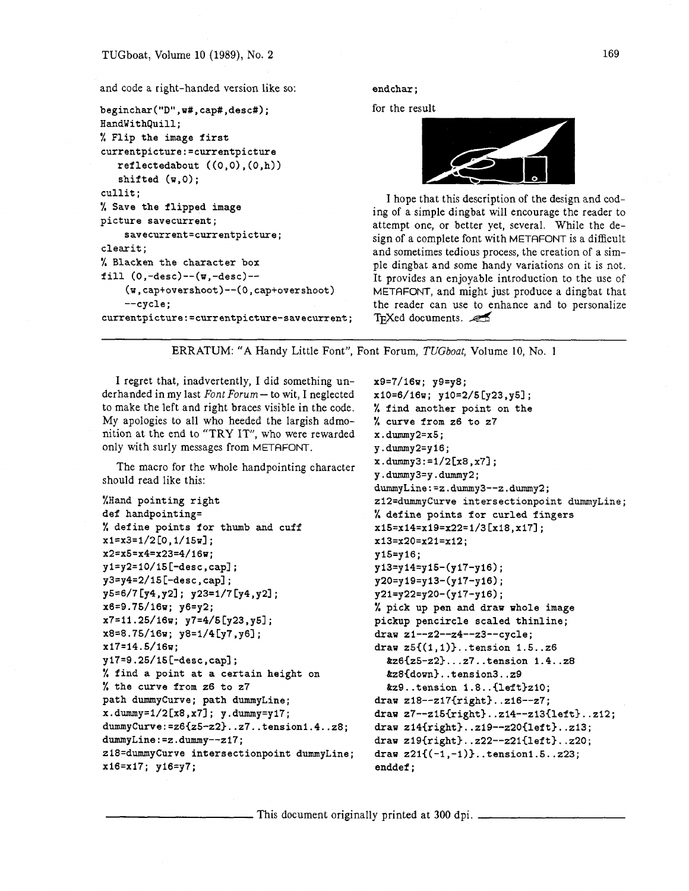and code a right-handed version like so:

```
beginchar("D",w#,cap#,desc#);
HandWithQuill;
% Flip the image first
currentpicture:=currentpicture
   reflectedabout ((0,0),(0,h))
   shifted (w,0);
cullit;
% Save the flipped image
picture savecurrent;
    savecurrent=currentpicture;
clearit;
% Blacken the character box
fill (0,-desc)--(w,-desc)--
    (w,cap+overshoot)--(0,cap+overshoot)
    --cycle;
currentpicture:=currentpicture-savecurrent;
endchar;
```

for the result

I hope that this description of the design and coding of a simple dingbat will encourage the reader to attempt one, or better yet, several. While the design of a complete font with METAFONT is a difficult and sometimes tedious process, the creation of a simple dingbat and some handy variations on it is not. It provides an enjoyable introduction to the use of METAFONT, and might just produce a dingbat that the reader can use to enhance and to personalize TEXed documents.

## ERRATUM: "A Handy Little Font", Font Forum, *TUGboat*, Volume 10, No. 1

I regret that, inadvertently, I did something underhanded in my last *Font Forum* — to wit, I neglected to make the left and right braces visible in the code. My apologies to all who heeded the largish admonition at the end to "TRY IT", who were rewarded only with surly messages from METAFONT.

The macro for the whole handpointing character should read like this:

```
%Hand pointing right
def handpointing=
% define points for thumb and cuff
x1=x3=1/2[0,1/15w];
x2=x5=x4=x23=4/16w;
y1=y2=10/15[-desc,cap];
y3=y4=2/15[-desc,cap];
y5=6/7[y4,y2]; y23=1/7[y4,y2];
x6=9.75/16w; y6=y2;
x7=11.25/16w; y7=4/5[y23,y5];
x8=8.75/16w; y8=1/4[y7,y6];
x17=14.5/16w;
y17=9.25/15[-desc,cap];
% find a point at a certain height on
% the curve from z6 to z7
path dummyCurve; path dummyLine;
x.dummy=1/2[x8,x7]; y.dummy=y17;
dummyCurve:=z6{z5-z2}..z7..tension1.4..z8;
dummyLine:=z.dummy--z17;
z18=dummyCurve intersectionpoint dummyLine;
x16=x17; y16=y7;
x9=7/16w; y9=y8;
x10=6/16w; y10=2/5[y23,y5];
% find another point on the
% curve from z6 to z7
x.dummy2=x5;
y.dummy2=y16;
x.dummy3:=1/2[x8,x7];
y.dummy3=y.dummy2;
dummyLine:=z.dummy3--z.dummy2;
z12=dummyCurve intersectionpoint dummyLine;
% define points for curled fingers
x15=x14=x19=x22=1/3[x18,x17];
x13=x20=x21=x12;
y15=y16;
y13=y14=y15-(y17-y16);
y20=y19=y13-(y17-y16);
y21=y22=y20-(y17-y16);
% pick up pen and draw whole image
pickup pencircle scaled thinline;
draw z1--z2--z4--z3--cycle;
draw z5{(1,1)}..tension 1.5..z6
  &z6{z5-z2}...z7..tension 1.4..z8
  &z8{down}..tension3..z9
  &z9..tension 1.8..{left}z10;
draw z18--z17{right}..z16--z7;
draw z7--z15{right}..z14--z13{left}..z12;
draw z14{right}..z19--z20{left}..z13;
draw z19{right}..z22--z21{left}..z20;
draw z21{(-1,-1)}..tension1.5..z23;
enddef;
```